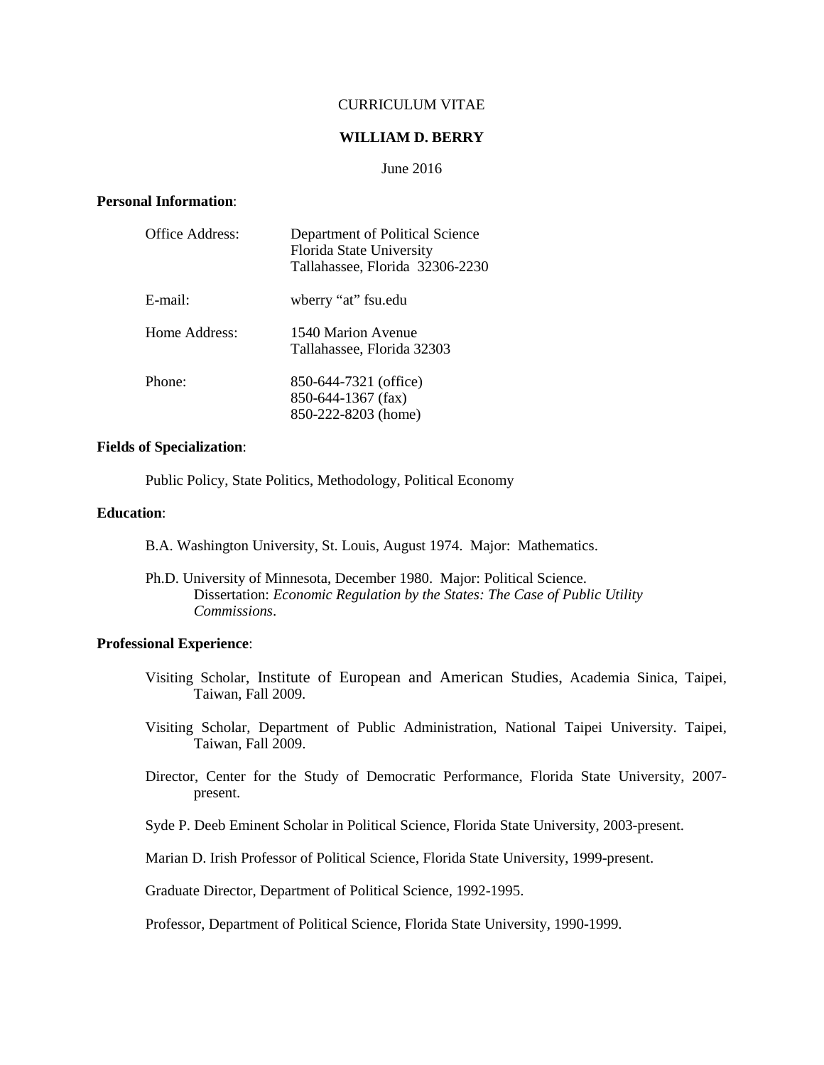CURRICULUM VITAE

**WILLIAM D. BERRY**

June 2016

**Personal Information**:

| | |
|---|---|
| Office Address: | Department of Political Science<br>Florida State University<br>Tallahassee, Florida 32306-2230 |
| E-mail: | wberry "at" fsu.edu |
| Home Address: | 1540 Marion Avenue<br>Tallahassee, Florida 32303 |
| Phone: | 850-644-7321 (office)<br>850-644-1367 (fax)<br>850-222-8203 (home) |

**Fields of Specialization**:

Public Policy, State Politics, Methodology, Political Economy

**Education**:

B.A. Washington University, St. Louis, August 1974. Major: Mathematics.

Ph.D. University of Minnesota, December 1980. Major: Political Science.
Dissertation: *Economic Regulation by the States: The Case of Public Utility Commissions*.

**Professional Experience**:

Visiting Scholar, Institute of European and American Studies, Academia Sinica, Taipei, Taiwan, Fall 2009.

Visiting Scholar, Department of Public Administration, National Taipei University. Taipei, Taiwan, Fall 2009.

Director, Center for the Study of Democratic Performance, Florida State University, 2007-present.

Syde P. Deeb Eminent Scholar in Political Science, Florida State University, 2003-present.

Marian D. Irish Professor of Political Science, Florida State University, 1999-present.

Graduate Director, Department of Political Science, 1992-1995.

Professor, Department of Political Science, Florida State University, 1990-1999.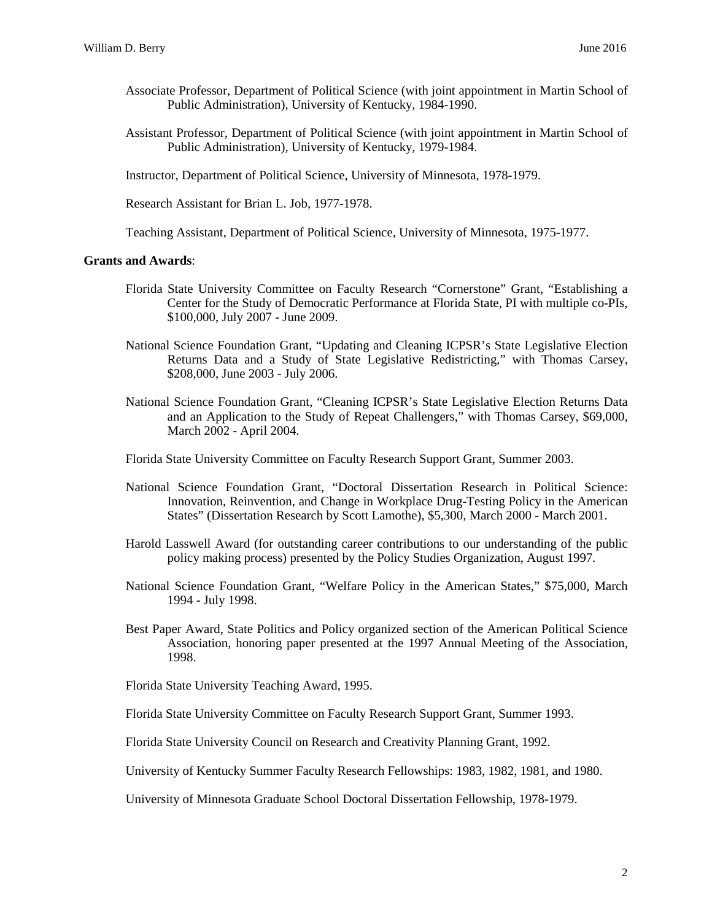Associate Professor, Department of Political Science (with joint appointment in Martin School of Public Administration), University of Kentucky, 1984-1990.

Assistant Professor, Department of Political Science (with joint appointment in Martin School of Public Administration), University of Kentucky, 1979-1984.

Instructor, Department of Political Science, University of Minnesota, 1978-1979.

Research Assistant for Brian L. Job, 1977-1978.

Teaching Assistant, Department of Political Science, University of Minnesota, 1975-1977.

**Grants and Awards**:

Florida State University Committee on Faculty Research "Cornerstone" Grant, "Establishing a Center for the Study of Democratic Performance at Florida State, PI with multiple co-PIs, $100,000, July 2007 - June 2009.

National Science Foundation Grant, "Updating and Cleaning ICPSR's State Legislative Election Returns Data and a Study of State Legislative Redistricting," with Thomas Carsey, $208,000, June 2003 - July 2006.

National Science Foundation Grant, "Cleaning ICPSR's State Legislative Election Returns Data and an Application to the Study of Repeat Challengers," with Thomas Carsey, $69,000, March 2002 - April 2004.

Florida State University Committee on Faculty Research Support Grant, Summer 2003.

National Science Foundation Grant, "Doctoral Dissertation Research in Political Science: Innovation, Reinvention, and Change in Workplace Drug-Testing Policy in the American States" (Dissertation Research by Scott Lamothe), $5,300, March 2000 - March 2001.

Harold Lasswell Award (for outstanding career contributions to our understanding of the public policy making process) presented by the Policy Studies Organization, August 1997.

National Science Foundation Grant, "Welfare Policy in the American States," $75,000, March 1994 - July 1998.

Best Paper Award, State Politics and Policy organized section of the American Political Science Association, honoring paper presented at the 1997 Annual Meeting of the Association, 1998.

Florida State University Teaching Award, 1995.

Florida State University Committee on Faculty Research Support Grant, Summer 1993.

Florida State University Council on Research and Creativity Planning Grant, 1992.

University of Kentucky Summer Faculty Research Fellowships: 1983, 1982, 1981, and 1980.

University of Minnesota Graduate School Doctoral Dissertation Fellowship, 1978-1979.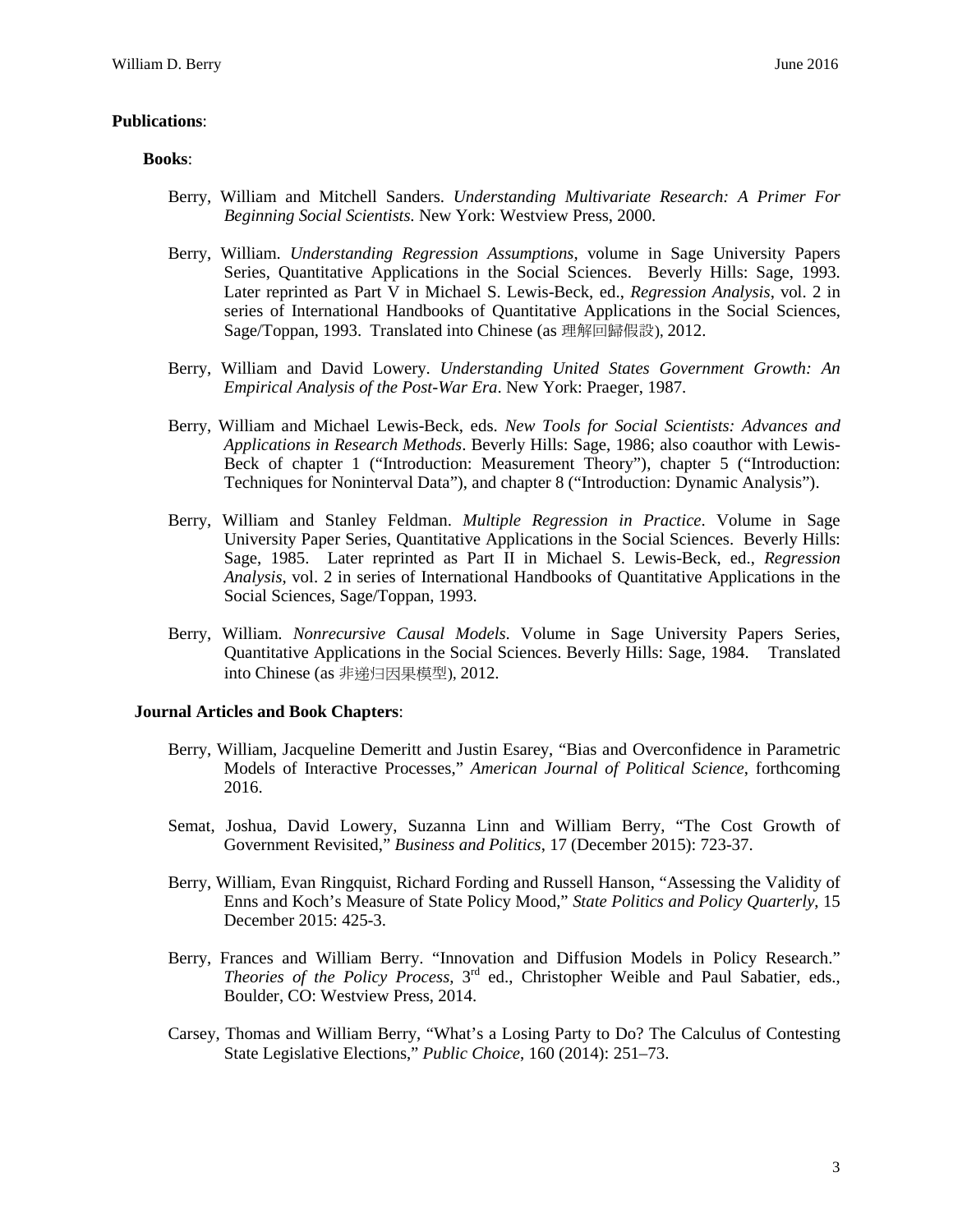**Publications**:

**Books**:

Berry, William and Mitchell Sanders. *Understanding Multivariate Research: A Primer For Beginning Social Scientists.* New York: Westview Press, 2000.

Berry, William. *Understanding Regression Assumptions*, volume in Sage University Papers Series, Quantitative Applications in the Social Sciences. Beverly Hills: Sage, 1993. Later reprinted as Part V in Michael S. Lewis-Beck, ed., *Regression Analysis*, vol. 2 in series of International Handbooks of Quantitative Applications in the Social Sciences, Sage/Toppan, 1993. Translated into Chinese (as 理解回歸假設), 2012.

Berry, William and David Lowery. *Understanding United States Government Growth: An Empirical Analysis of the Post-War Era*. New York: Praeger, 1987.

Berry, William and Michael Lewis-Beck, eds. *New Tools for Social Scientists: Advances and Applications in Research Methods*. Beverly Hills: Sage, 1986; also coauthor with Lewis-Beck of chapter 1 ("Introduction: Measurement Theory"), chapter 5 ("Introduction: Techniques for Noninterval Data"), and chapter 8 ("Introduction: Dynamic Analysis").

Berry, William and Stanley Feldman. *Multiple Regression in Practice*. Volume in Sage University Paper Series, Quantitative Applications in the Social Sciences. Beverly Hills: Sage, 1985. Later reprinted as Part II in Michael S. Lewis-Beck, ed., *Regression Analysis*, vol. 2 in series of International Handbooks of Quantitative Applications in the Social Sciences, Sage/Toppan, 1993.

Berry, William. *Nonrecursive Causal Models*. Volume in Sage University Papers Series, Quantitative Applications in the Social Sciences. Beverly Hills: Sage, 1984. Translated into Chinese (as 非遞归因果模型), 2012.

**Journal Articles and Book Chapters**:

Berry, William, Jacqueline Demeritt and Justin Esarey, "Bias and Overconfidence in Parametric Models of Interactive Processes," *American Journal of Political Science*, forthcoming 2016.

Semat, Joshua, David Lowery, Suzanna Linn and William Berry, "The Cost Growth of Government Revisited," *Business and Politics*, 17 (December 2015): 723-37.

Berry, William, Evan Ringquist, Richard Fording and Russell Hanson, "Assessing the Validity of Enns and Koch's Measure of State Policy Mood," *State Politics and Policy Quarterly*, 15 December 2015: 425-3.

Berry, Frances and William Berry. "Innovation and Diffusion Models in Policy Research." *Theories of the Policy Process*, 3rd ed., Christopher Weible and Paul Sabatier, eds., Boulder, CO: Westview Press, 2014.

Carsey, Thomas and William Berry, "What's a Losing Party to Do? The Calculus of Contesting State Legislative Elections," *Public Choice*, 160 (2014): 251–73.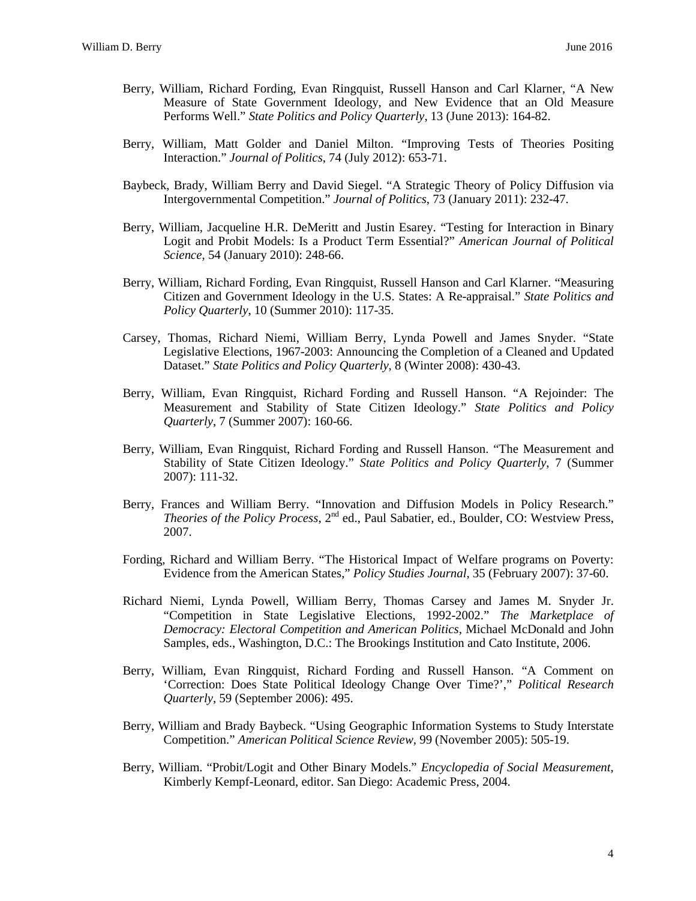Berry, William, Richard Fording, Evan Ringquist, Russell Hanson and Carl Klarner, "A New Measure of State Government Ideology, and New Evidence that an Old Measure Performs Well." *State Politics and Policy Quarterly*, 13 (June 2013): 164-82.

Berry, William, Matt Golder and Daniel Milton. "Improving Tests of Theories Positing Interaction." *Journal of Politics*, 74 (July 2012): 653-71.

Baybeck, Brady, William Berry and David Siegel. "A Strategic Theory of Policy Diffusion via Intergovernmental Competition." *Journal of Politics*, 73 (January 2011): 232-47.

Berry, William, Jacqueline H.R. DeMeritt and Justin Esarey. "Testing for Interaction in Binary Logit and Probit Models: Is a Product Term Essential?" *American Journal of Political Science*, 54 (January 2010): 248-66.

Berry, William, Richard Fording, Evan Ringquist, Russell Hanson and Carl Klarner. "Measuring Citizen and Government Ideology in the U.S. States: A Re-appraisal." *State Politics and Policy Quarterly*, 10 (Summer 2010): 117-35.

Carsey, Thomas, Richard Niemi, William Berry, Lynda Powell and James Snyder. "State Legislative Elections, 1967-2003: Announcing the Completion of a Cleaned and Updated Dataset." *State Politics and Policy Quarterly*, 8 (Winter 2008): 430-43.

Berry, William, Evan Ringquist, Richard Fording and Russell Hanson. "A Rejoinder: The Measurement and Stability of State Citizen Ideology." *State Politics and Policy Quarterly*, 7 (Summer 2007): 160-66.

Berry, William, Evan Ringquist, Richard Fording and Russell Hanson. "The Measurement and Stability of State Citizen Ideology." *State Politics and Policy Quarterly*, 7 (Summer 2007): 111-32.

Berry, Frances and William Berry. "Innovation and Diffusion Models in Policy Research." *Theories of the Policy Process*, 2nd ed., Paul Sabatier, ed., Boulder, CO: Westview Press, 2007.

Fording, Richard and William Berry. "The Historical Impact of Welfare programs on Poverty: Evidence from the American States," *Policy Studies Journal*, 35 (February 2007): 37-60.

Richard Niemi, Lynda Powell, William Berry, Thomas Carsey and James M. Snyder Jr. "Competition in State Legislative Elections, 1992-2002." *The Marketplace of Democracy: Electoral Competition and American Politics*, Michael McDonald and John Samples, eds., Washington, D.C.: The Brookings Institution and Cato Institute, 2006.

Berry, William, Evan Ringquist, Richard Fording and Russell Hanson. "A Comment on 'Correction: Does State Political Ideology Change Over Time?'," *Political Research Quarterly*, 59 (September 2006): 495.

Berry, William and Brady Baybeck. "Using Geographic Information Systems to Study Interstate Competition." *American Political Science Review*, 99 (November 2005): 505-19.

Berry, William. "Probit/Logit and Other Binary Models." *Encyclopedia of Social Measurement*, Kimberly Kempf-Leonard, editor. San Diego: Academic Press, 2004.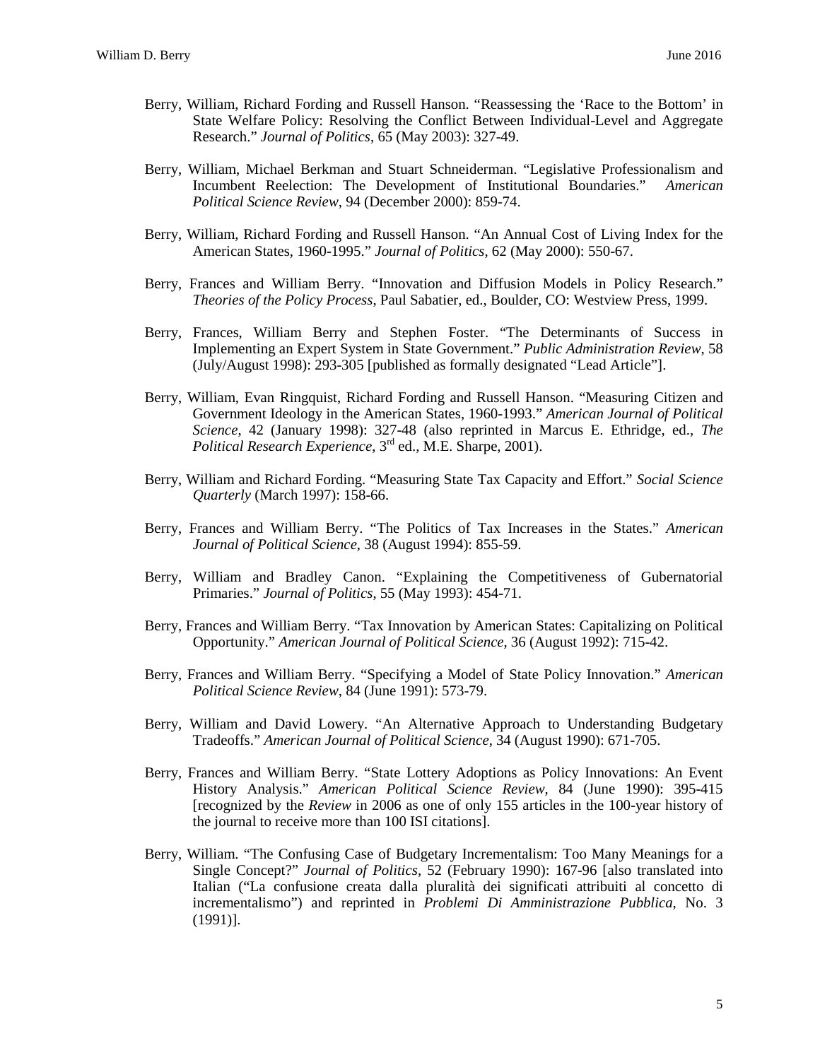Berry, William, Richard Fording and Russell Hanson. "Reassessing the 'Race to the Bottom' in State Welfare Policy: Resolving the Conflict Between Individual-Level and Aggregate Research." *Journal of Politics*, 65 (May 2003): 327-49.

Berry, William, Michael Berkman and Stuart Schneiderman. "Legislative Professionalism and Incumbent Reelection: The Development of Institutional Boundaries." *American Political Science Review*, 94 (December 2000): 859-74.

Berry, William, Richard Fording and Russell Hanson. "An Annual Cost of Living Index for the American States, 1960-1995." *Journal of Politics*, 62 (May 2000): 550-67.

Berry, Frances and William Berry. "Innovation and Diffusion Models in Policy Research." *Theories of the Policy Process*, Paul Sabatier, ed., Boulder, CO: Westview Press, 1999.

Berry, Frances, William Berry and Stephen Foster. "The Determinants of Success in Implementing an Expert System in State Government." *Public Administration Review*, 58 (July/August 1998): 293-305 [published as formally designated "Lead Article"].

Berry, William, Evan Ringquist, Richard Fording and Russell Hanson. "Measuring Citizen and Government Ideology in the American States, 1960-1993." *American Journal of Political Science*, 42 (January 1998): 327-48 (also reprinted in Marcus E. Ethridge, ed., *The Political Research Experience*, 3rd ed., M.E. Sharpe, 2001).

Berry, William and Richard Fording. "Measuring State Tax Capacity and Effort." *Social Science Quarterly* (March 1997): 158-66.

Berry, Frances and William Berry. "The Politics of Tax Increases in the States." *American Journal of Political Science*, 38 (August 1994): 855-59.

Berry, William and Bradley Canon. "Explaining the Competitiveness of Gubernatorial Primaries." *Journal of Politics*, 55 (May 1993): 454-71.

Berry, Frances and William Berry. "Tax Innovation by American States: Capitalizing on Political Opportunity." *American Journal of Political Science*, 36 (August 1992): 715-42.

Berry, Frances and William Berry. "Specifying a Model of State Policy Innovation." *American Political Science Review*, 84 (June 1991): 573-79.

Berry, William and David Lowery. "An Alternative Approach to Understanding Budgetary Tradeoffs." *American Journal of Political Science*, 34 (August 1990): 671-705.

Berry, Frances and William Berry. "State Lottery Adoptions as Policy Innovations: An Event History Analysis." *American Political Science Review*, 84 (June 1990): 395-415 [recognized by the *Review* in 2006 as one of only 155 articles in the 100-year history of the journal to receive more than 100 ISI citations].

Berry, William. "The Confusing Case of Budgetary Incrementalism: Too Many Meanings for a Single Concept?" *Journal of Politics*, 52 (February 1990): 167-96 [also translated into Italian ("La confusione creata dalla pluralità dei significati attribuiti al concetto di incrementalismo") and reprinted in *Problemi Di Amministrazione Pubblica*, No. 3 (1991)].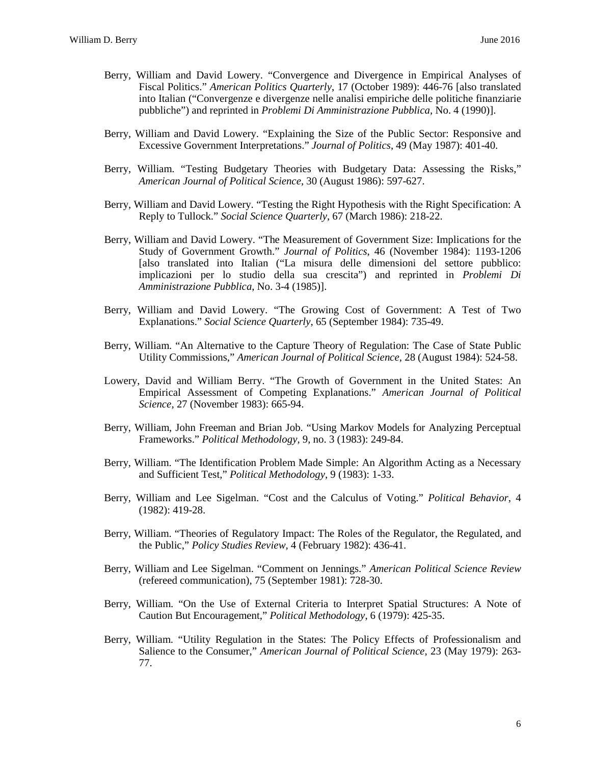Berry, William and David Lowery. “Convergence and Divergence in Empirical Analyses of Fiscal Politics.” *American Politics Quarterly*, 17 (October 1989): 446-76 [also translated into Italian (“Convergenze e divergenze nelle analisi empiriche delle politiche finanziarie pubbliche”) and reprinted in *Problemi Di Amministrazione Pubblica*, No. 4 (1990)].

Berry, William and David Lowery. “Explaining the Size of the Public Sector: Responsive and Excessive Government Interpretations.” *Journal of Politics*, 49 (May 1987): 401-40.

Berry, William. “Testing Budgetary Theories with Budgetary Data: Assessing the Risks,” *American Journal of Political Science*, 30 (August 1986): 597-627.

Berry, William and David Lowery. “Testing the Right Hypothesis with the Right Specification: A Reply to Tullock.” *Social Science Quarterly*, 67 (March 1986): 218-22.

Berry, William and David Lowery. “The Measurement of Government Size: Implications for the Study of Government Growth.” *Journal of Politics*, 46 (November 1984): 1193-1206 [also translated into Italian (“La misura delle dimensioni del settore pubblico: implicazioni per lo studio della sua crescita”) and reprinted in *Problemi Di Amministrazione Pubblica*, No. 3-4 (1985)].

Berry, William and David Lowery. “The Growing Cost of Government: A Test of Two Explanations.” *Social Science Quarterly*, 65 (September 1984): 735-49.

Berry, William. “An Alternative to the Capture Theory of Regulation: The Case of State Public Utility Commissions,” *American Journal of Political Science*, 28 (August 1984): 524-58.

Lowery, David and William Berry. “The Growth of Government in the United States: An Empirical Assessment of Competing Explanations.” *American Journal of Political Science*, 27 (November 1983): 665-94.

Berry, William, John Freeman and Brian Job. “Using Markov Models for Analyzing Perceptual Frameworks.” *Political Methodology*, 9, no. 3 (1983): 249-84.

Berry, William. “The Identification Problem Made Simple: An Algorithm Acting as a Necessary and Sufficient Test,” *Political Methodology*, 9 (1983): 1-33.

Berry, William and Lee Sigelman. “Cost and the Calculus of Voting.” *Political Behavior*, 4 (1982): 419-28.

Berry, William. “Theories of Regulatory Impact: The Roles of the Regulator, the Regulated, and the Public,” *Policy Studies Review*, 4 (February 1982): 436-41.

Berry, William and Lee Sigelman. “Comment on Jennings.” *American Political Science Review* (refereed communication), 75 (September 1981): 728-30.

Berry, William. “On the Use of External Criteria to Interpret Spatial Structures: A Note of Caution But Encouragement,” *Political Methodology*, 6 (1979): 425-35.

Berry, William. “Utility Regulation in the States: The Policy Effects of Professionalism and Salience to the Consumer,” *American Journal of Political Science*, 23 (May 1979): 263-77.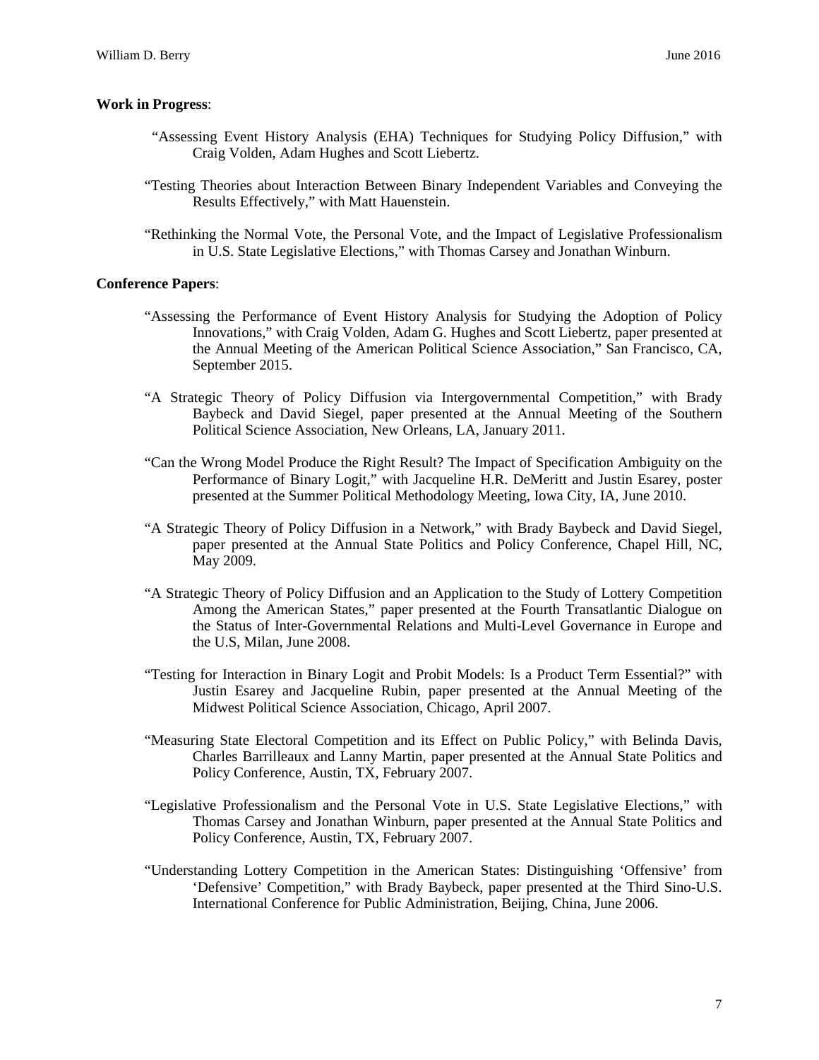**Work in Progress**:

"Assessing Event History Analysis (EHA) Techniques for Studying Policy Diffusion," with Craig Volden, Adam Hughes and Scott Liebertz.

"Testing Theories about Interaction Between Binary Independent Variables and Conveying the Results Effectively," with Matt Hauenstein.

"Rethinking the Normal Vote, the Personal Vote, and the Impact of Legislative Professionalism in U.S. State Legislative Elections," with Thomas Carsey and Jonathan Winburn.

**Conference Papers**:

"Assessing the Performance of Event History Analysis for Studying the Adoption of Policy Innovations," with Craig Volden, Adam G. Hughes and Scott Liebertz, paper presented at the Annual Meeting of the American Political Science Association," San Francisco, CA, September 2015.

"A Strategic Theory of Policy Diffusion via Intergovernmental Competition," with Brady Baybeck and David Siegel, paper presented at the Annual Meeting of the Southern Political Science Association, New Orleans, LA, January 2011.

"Can the Wrong Model Produce the Right Result? The Impact of Specification Ambiguity on the Performance of Binary Logit," with Jacqueline H.R. DeMeritt and Justin Esarey, poster presented at the Summer Political Methodology Meeting, Iowa City, IA, June 2010.

"A Strategic Theory of Policy Diffusion in a Network," with Brady Baybeck and David Siegel, paper presented at the Annual State Politics and Policy Conference, Chapel Hill, NC, May 2009.

"A Strategic Theory of Policy Diffusion and an Application to the Study of Lottery Competition Among the American States," paper presented at the Fourth Transatlantic Dialogue on the Status of Inter-Governmental Relations and Multi-Level Governance in Europe and the U.S, Milan, June 2008.

"Testing for Interaction in Binary Logit and Probit Models: Is a Product Term Essential?" with Justin Esarey and Jacqueline Rubin, paper presented at the Annual Meeting of the Midwest Political Science Association, Chicago, April 2007.

"Measuring State Electoral Competition and its Effect on Public Policy," with Belinda Davis, Charles Barrilleaux and Lanny Martin, paper presented at the Annual State Politics and Policy Conference, Austin, TX, February 2007.

"Legislative Professionalism and the Personal Vote in U.S. State Legislative Elections," with Thomas Carsey and Jonathan Winburn, paper presented at the Annual State Politics and Policy Conference, Austin, TX, February 2007.

"Understanding Lottery Competition in the American States: Distinguishing 'Offensive' from 'Defensive' Competition," with Brady Baybeck, paper presented at the Third Sino-U.S. International Conference for Public Administration, Beijing, China, June 2006.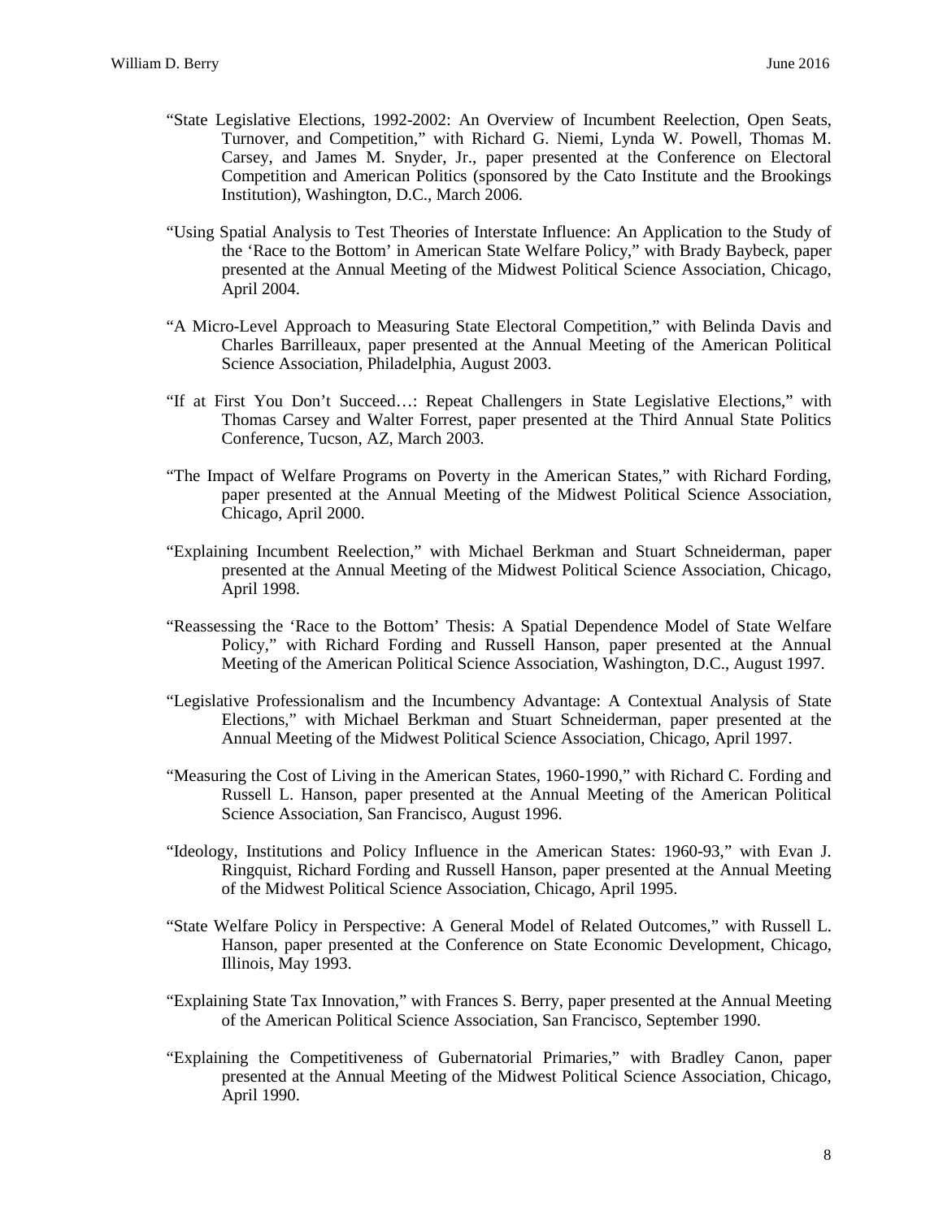"State Legislative Elections, 1992-2002: An Overview of Incumbent Reelection, Open Seats, Turnover, and Competition," with Richard G. Niemi, Lynda W. Powell, Thomas M. Carsey, and James M. Snyder, Jr., paper presented at the Conference on Electoral Competition and American Politics (sponsored by the Cato Institute and the Brookings Institution), Washington, D.C., March 2006.

"Using Spatial Analysis to Test Theories of Interstate Influence: An Application to the Study of the 'Race to the Bottom' in American State Welfare Policy," with Brady Baybeck, paper presented at the Annual Meeting of the Midwest Political Science Association, Chicago, April 2004.

"A Micro-Level Approach to Measuring State Electoral Competition," with Belinda Davis and Charles Barrilleaux, paper presented at the Annual Meeting of the American Political Science Association, Philadelphia, August 2003.

"If at First You Don't Succeed…: Repeat Challengers in State Legislative Elections," with Thomas Carsey and Walter Forrest, paper presented at the Third Annual State Politics Conference, Tucson, AZ, March 2003.

"The Impact of Welfare Programs on Poverty in the American States," with Richard Fording, paper presented at the Annual Meeting of the Midwest Political Science Association, Chicago, April 2000.

"Explaining Incumbent Reelection," with Michael Berkman and Stuart Schneiderman, paper presented at the Annual Meeting of the Midwest Political Science Association, Chicago, April 1998.

"Reassessing the 'Race to the Bottom' Thesis: A Spatial Dependence Model of State Welfare Policy," with Richard Fording and Russell Hanson, paper presented at the Annual Meeting of the American Political Science Association, Washington, D.C., August 1997.

"Legislative Professionalism and the Incumbency Advantage: A Contextual Analysis of State Elections," with Michael Berkman and Stuart Schneiderman, paper presented at the Annual Meeting of the Midwest Political Science Association, Chicago, April 1997.

"Measuring the Cost of Living in the American States, 1960-1990," with Richard C. Fording and Russell L. Hanson, paper presented at the Annual Meeting of the American Political Science Association, San Francisco, August 1996.

"Ideology, Institutions and Policy Influence in the American States: 1960-93," with Evan J. Ringquist, Richard Fording and Russell Hanson, paper presented at the Annual Meeting of the Midwest Political Science Association, Chicago, April 1995.

"State Welfare Policy in Perspective: A General Model of Related Outcomes," with Russell L. Hanson, paper presented at the Conference on State Economic Development, Chicago, Illinois, May 1993.

"Explaining State Tax Innovation," with Frances S. Berry, paper presented at the Annual Meeting of the American Political Science Association, San Francisco, September 1990.

"Explaining the Competitiveness of Gubernatorial Primaries," with Bradley Canon, paper presented at the Annual Meeting of the Midwest Political Science Association, Chicago, April 1990.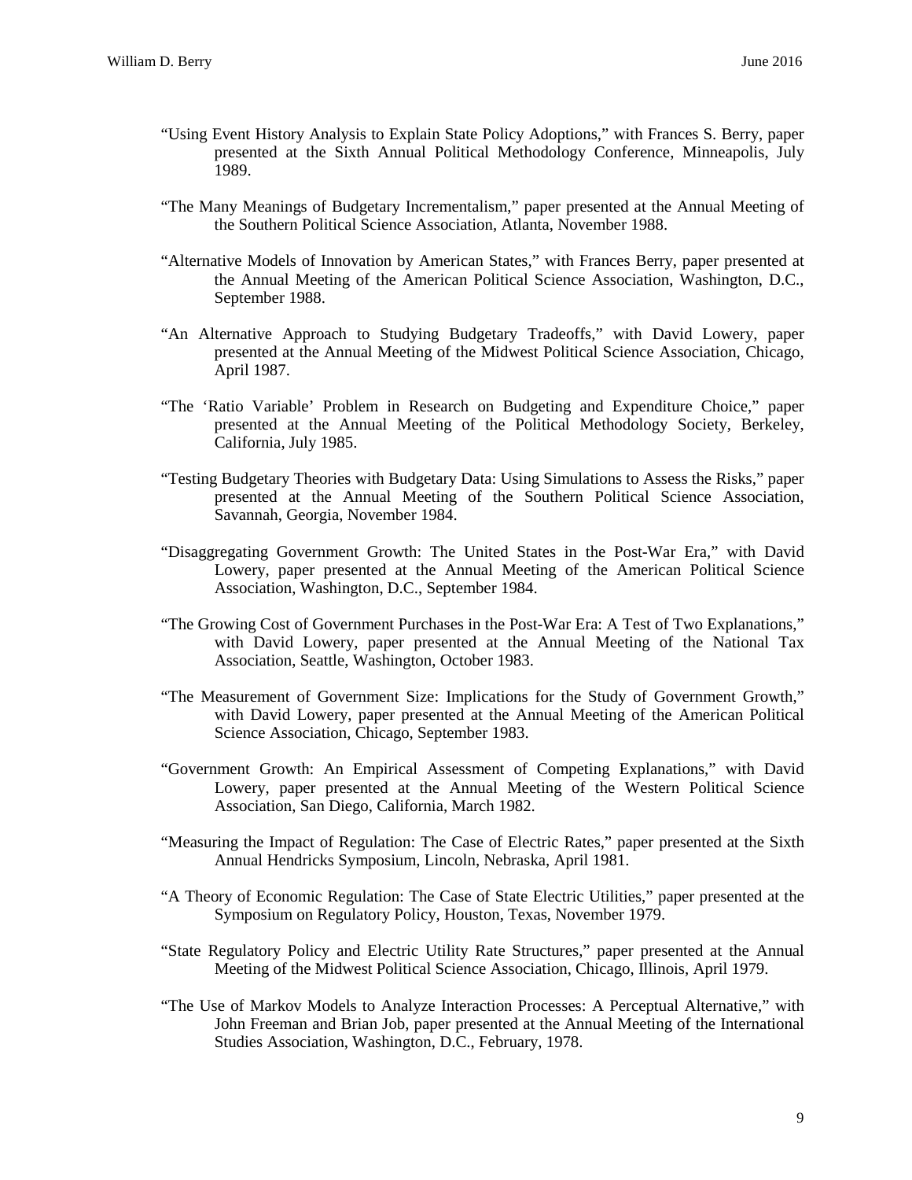"Using Event History Analysis to Explain State Policy Adoptions," with Frances S. Berry, paper presented at the Sixth Annual Political Methodology Conference, Minneapolis, July 1989.

"The Many Meanings of Budgetary Incrementalism," paper presented at the Annual Meeting of the Southern Political Science Association, Atlanta, November 1988.

"Alternative Models of Innovation by American States," with Frances Berry, paper presented at the Annual Meeting of the American Political Science Association, Washington, D.C., September 1988.

"An Alternative Approach to Studying Budgetary Tradeoffs," with David Lowery, paper presented at the Annual Meeting of the Midwest Political Science Association, Chicago, April 1987.

"The 'Ratio Variable' Problem in Research on Budgeting and Expenditure Choice," paper presented at the Annual Meeting of the Political Methodology Society, Berkeley, California, July 1985.

"Testing Budgetary Theories with Budgetary Data: Using Simulations to Assess the Risks," paper presented at the Annual Meeting of the Southern Political Science Association, Savannah, Georgia, November 1984.

"Disaggregating Government Growth: The United States in the Post-War Era," with David Lowery, paper presented at the Annual Meeting of the American Political Science Association, Washington, D.C., September 1984.

"The Growing Cost of Government Purchases in the Post-War Era: A Test of Two Explanations," with David Lowery, paper presented at the Annual Meeting of the National Tax Association, Seattle, Washington, October 1983.

"The Measurement of Government Size: Implications for the Study of Government Growth," with David Lowery, paper presented at the Annual Meeting of the American Political Science Association, Chicago, September 1983.

"Government Growth: An Empirical Assessment of Competing Explanations," with David Lowery, paper presented at the Annual Meeting of the Western Political Science Association, San Diego, California, March 1982.

"Measuring the Impact of Regulation: The Case of Electric Rates," paper presented at the Sixth Annual Hendricks Symposium, Lincoln, Nebraska, April 1981.

"A Theory of Economic Regulation: The Case of State Electric Utilities," paper presented at the Symposium on Regulatory Policy, Houston, Texas, November 1979.

"State Regulatory Policy and Electric Utility Rate Structures," paper presented at the Annual Meeting of the Midwest Political Science Association, Chicago, Illinois, April 1979.

"The Use of Markov Models to Analyze Interaction Processes: A Perceptual Alternative," with John Freeman and Brian Job, paper presented at the Annual Meeting of the International Studies Association, Washington, D.C., February, 1978.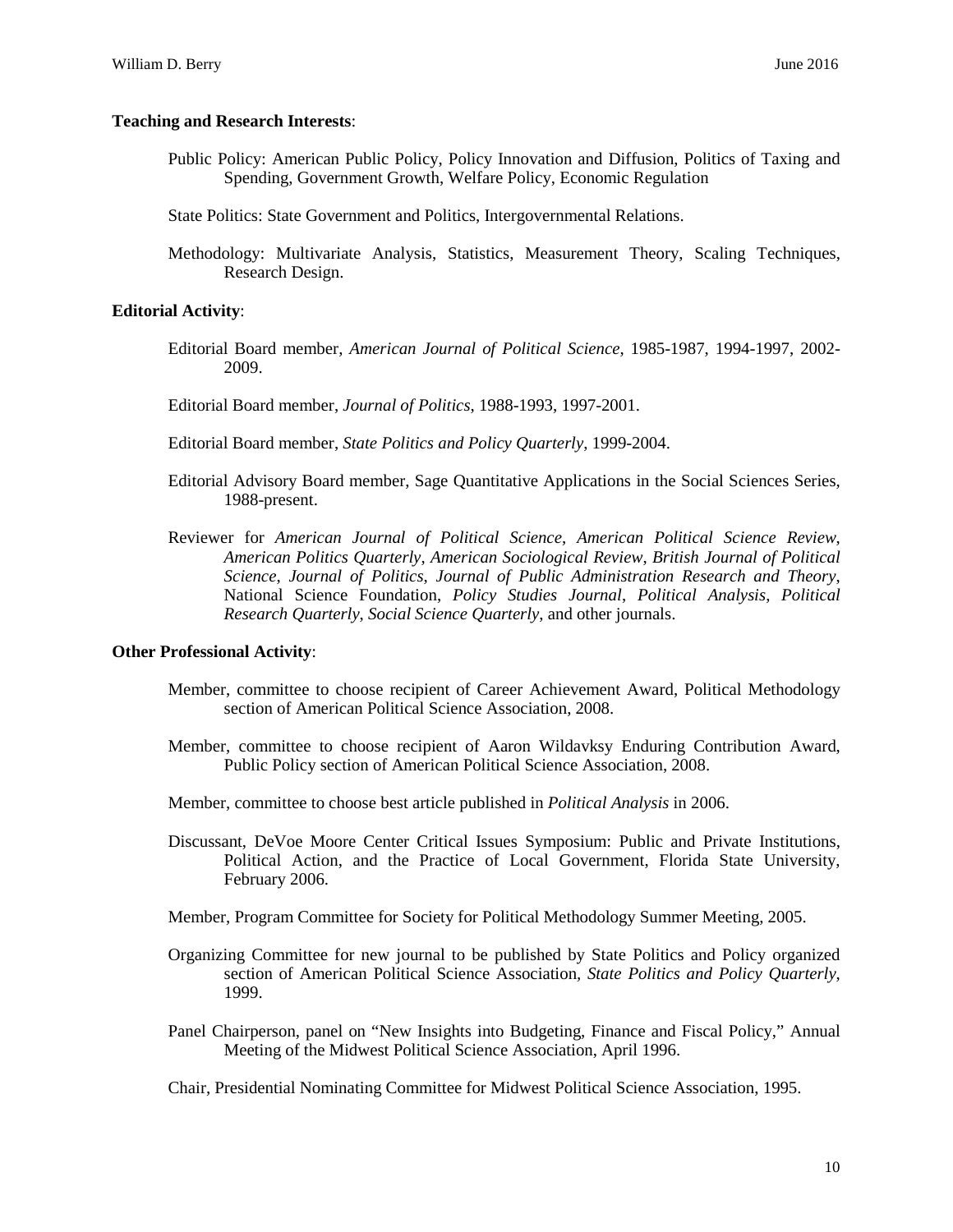**Teaching and Research Interests**:

Public Policy: American Public Policy, Policy Innovation and Diffusion, Politics of Taxing and Spending, Government Growth, Welfare Policy, Economic Regulation

State Politics: State Government and Politics, Intergovernmental Relations.

Methodology: Multivariate Analysis, Statistics, Measurement Theory, Scaling Techniques, Research Design.

**Editorial Activity**:

Editorial Board member, *American Journal of Political Science*, 1985-1987, 1994-1997, 2002-2009.

Editorial Board member, *Journal of Politics*, 1988-1993, 1997-2001.

Editorial Board member, *State Politics and Policy Quarterly*, 1999-2004.

Editorial Advisory Board member, Sage Quantitative Applications in the Social Sciences Series, 1988-present.

Reviewer for *American Journal of Political Science*, *American Political Science Review*, *American Politics Quarterly*, *American Sociological Review*, *British Journal of Political Science*, *Journal of Politics*, *Journal of Public Administration Research and Theory*, National Science Foundation, *Policy Studies Journal*, *Political Analysis*, *Political Research Quarterly*, *Social Science Quarterly*, and other journals.

**Other Professional Activity**:

Member, committee to choose recipient of Career Achievement Award, Political Methodology section of American Political Science Association, 2008.

Member, committee to choose recipient of Aaron Wildavksy Enduring Contribution Award, Public Policy section of American Political Science Association, 2008.

Member, committee to choose best article published in *Political Analysis* in 2006.

Discussant, DeVoe Moore Center Critical Issues Symposium: Public and Private Institutions, Political Action, and the Practice of Local Government, Florida State University, February 2006.

Member, Program Committee for Society for Political Methodology Summer Meeting, 2005.

Organizing Committee for new journal to be published by State Politics and Policy organized section of American Political Science Association, *State Politics and Policy Quarterly*, 1999.

Panel Chairperson, panel on "New Insights into Budgeting, Finance and Fiscal Policy," Annual Meeting of the Midwest Political Science Association, April 1996.

Chair, Presidential Nominating Committee for Midwest Political Science Association, 1995.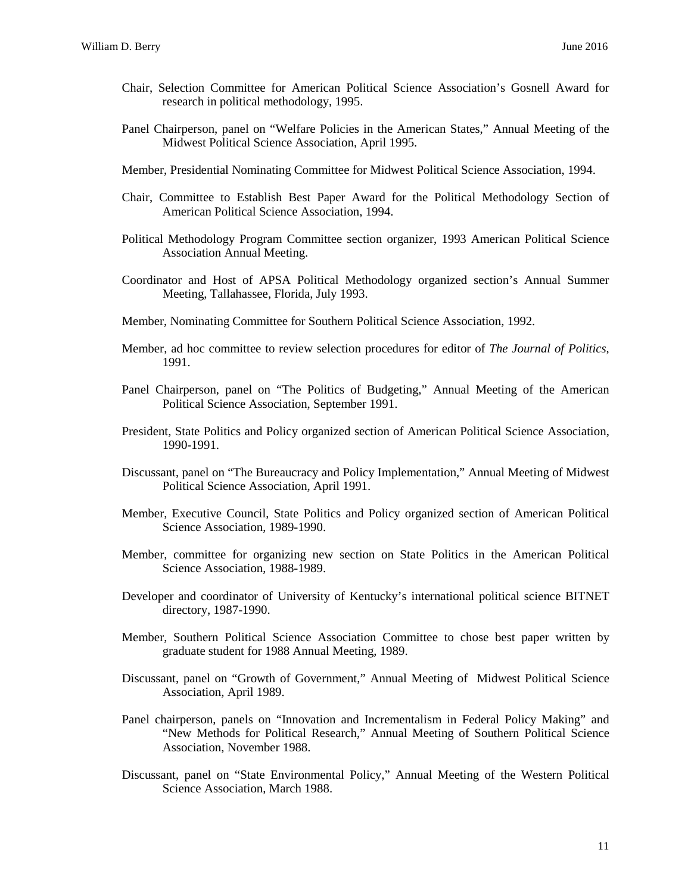Chair, Selection Committee for American Political Science Association's Gosnell Award for research in political methodology, 1995.

Panel Chairperson, panel on "Welfare Policies in the American States," Annual Meeting of the Midwest Political Science Association, April 1995.

Member, Presidential Nominating Committee for Midwest Political Science Association, 1994.

Chair, Committee to Establish Best Paper Award for the Political Methodology Section of American Political Science Association, 1994.

Political Methodology Program Committee section organizer, 1993 American Political Science Association Annual Meeting.

Coordinator and Host of APSA Political Methodology organized section's Annual Summer Meeting, Tallahassee, Florida, July 1993.

Member, Nominating Committee for Southern Political Science Association, 1992.

Member, ad hoc committee to review selection procedures for editor of *The Journal of Politics*, 1991.

Panel Chairperson, panel on "The Politics of Budgeting," Annual Meeting of the American Political Science Association, September 1991.

President, State Politics and Policy organized section of American Political Science Association, 1990-1991.

Discussant, panel on "The Bureaucracy and Policy Implementation," Annual Meeting of Midwest Political Science Association, April 1991.

Member, Executive Council, State Politics and Policy organized section of American Political Science Association, 1989-1990.

Member, committee for organizing new section on State Politics in the American Political Science Association, 1988-1989.

Developer and coordinator of University of Kentucky's international political science BITNET directory, 1987-1990.

Member, Southern Political Science Association Committee to chose best paper written by graduate student for 1988 Annual Meeting, 1989.

Discussant, panel on "Growth of Government," Annual Meeting of Midwest Political Science Association, April 1989.

Panel chairperson, panels on "Innovation and Incrementalism in Federal Policy Making" and "New Methods for Political Research," Annual Meeting of Southern Political Science Association, November 1988.

Discussant, panel on "State Environmental Policy," Annual Meeting of the Western Political Science Association, March 1988.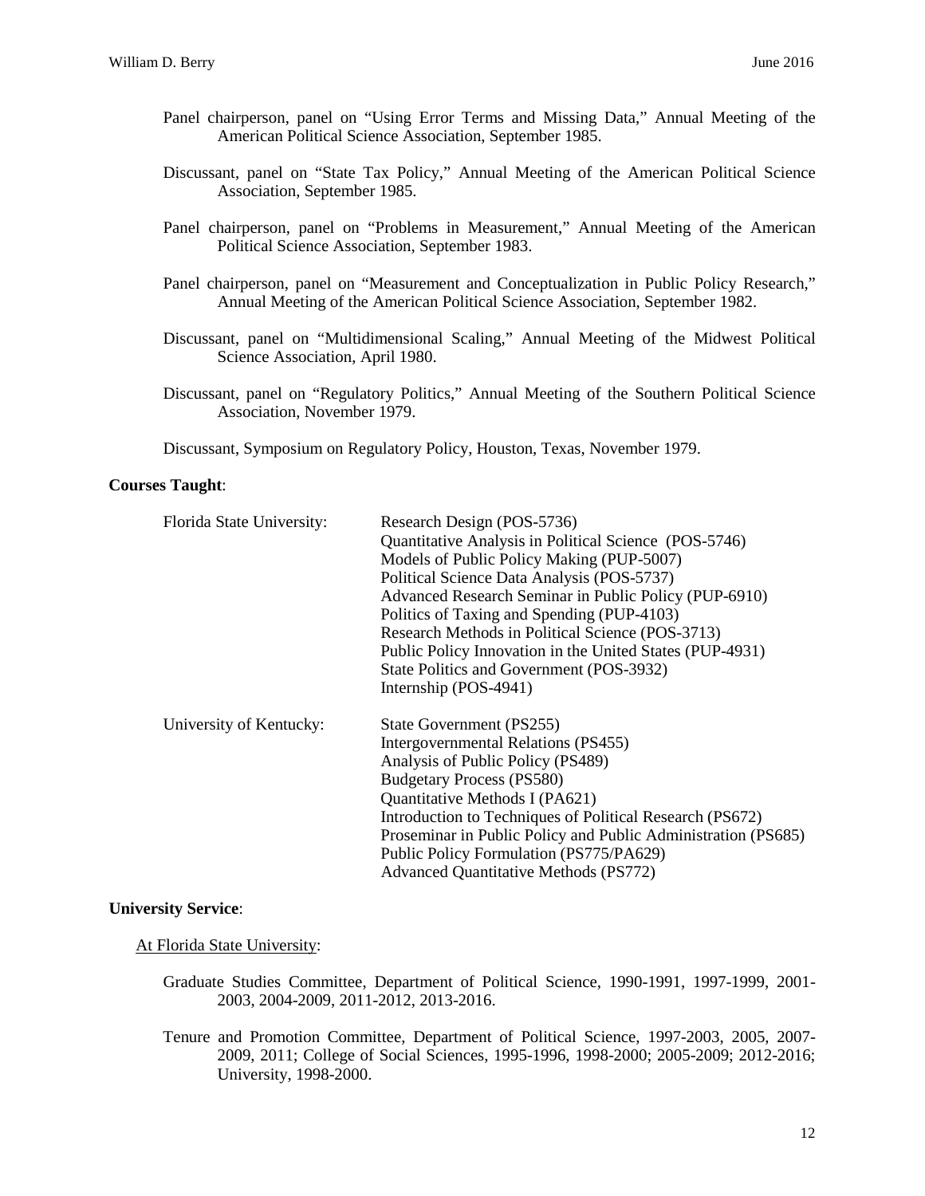Panel chairperson, panel on "Using Error Terms and Missing Data," Annual Meeting of the American Political Science Association, September 1985.

Discussant, panel on "State Tax Policy," Annual Meeting of the American Political Science Association, September 1985.

Panel chairperson, panel on "Problems in Measurement," Annual Meeting of the American Political Science Association, September 1983.

Panel chairperson, panel on "Measurement and Conceptualization in Public Policy Research," Annual Meeting of the American Political Science Association, September 1982.

Discussant, panel on "Multidimensional Scaling," Annual Meeting of the Midwest Political Science Association, April 1980.

Discussant, panel on "Regulatory Politics," Annual Meeting of the Southern Political Science Association, November 1979.

Discussant, Symposium on Regulatory Policy, Houston, Texas, November 1979.

**Courses Taught**:

Florida State University:

- Research Design (POS-5736)
- Quantitative Analysis in Political Science (POS-5746)
- Models of Public Policy Making (PUP-5007)
- Political Science Data Analysis (POS-5737)
- Advanced Research Seminar in Public Policy (PUP-6910)
- Politics of Taxing and Spending (PUP-4103)
- Research Methods in Political Science (POS-3713)
- Public Policy Innovation in the United States (PUP-4931)
- State Politics and Government (POS-3932)
- Internship (POS-4941)

University of Kentucky:

- State Government (PS255)
- Intergovernmental Relations (PS455)
- Analysis of Public Policy (PS489)
- Budgetary Process (PS580)
- Quantitative Methods I (PA621)
- Introduction to Techniques of Political Research (PS672)
- Proseminar in Public Policy and Public Administration (PS685)
- Public Policy Formulation (PS775/PA629)
- Advanced Quantitative Methods (PS772)

**University Service**:

At Florida State University:

Graduate Studies Committee, Department of Political Science, 1990-1991, 1997-1999, 2001-2003, 2004-2009, 2011-2012, 2013-2016.

Tenure and Promotion Committee, Department of Political Science, 1997-2003, 2005, 2007-2009, 2011; College of Social Sciences, 1995-1996, 1998-2000; 2005-2009; 2012-2016; University, 1998-2000.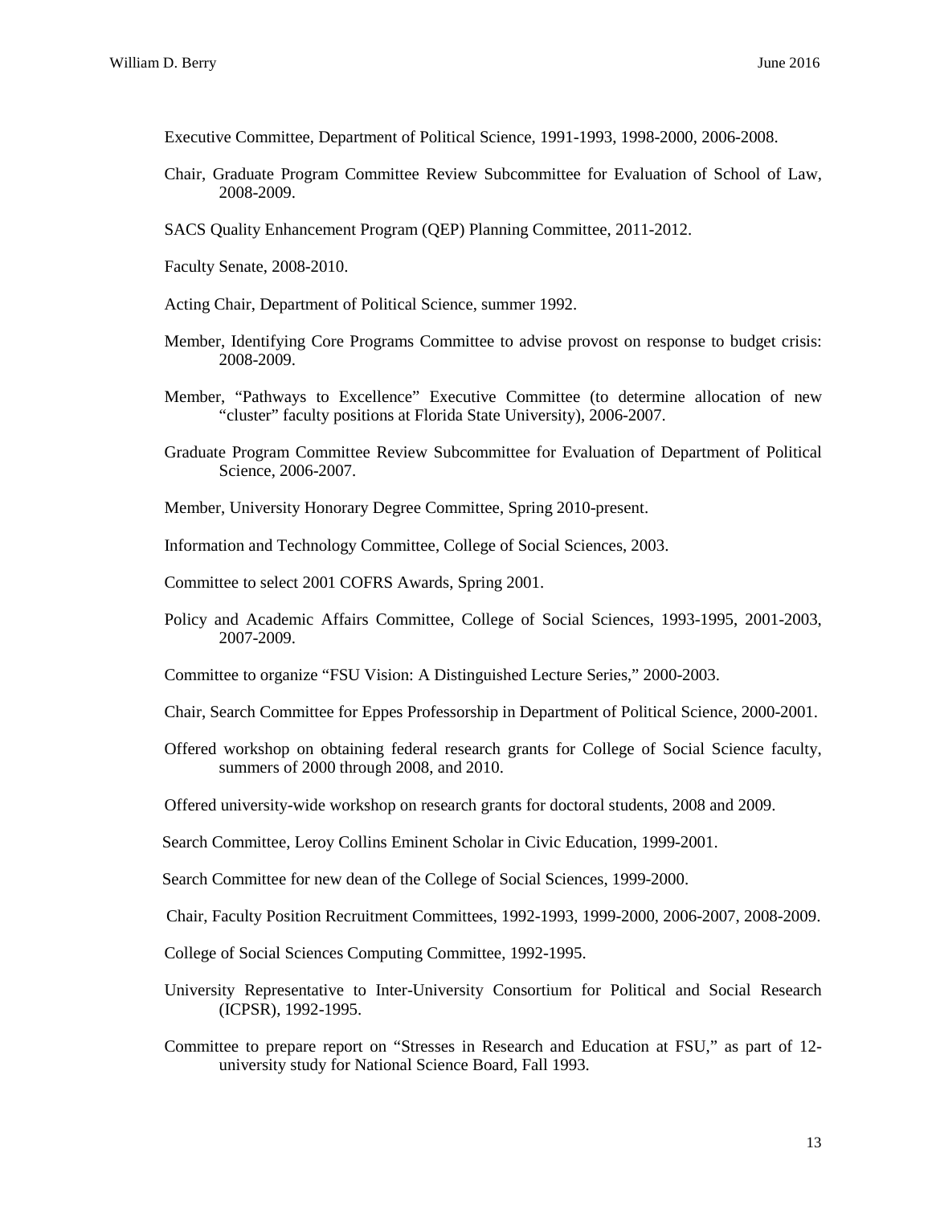Executive Committee, Department of Political Science, 1991-1993, 1998-2000, 2006-2008.

Chair, Graduate Program Committee Review Subcommittee for Evaluation of School of Law, 2008-2009.

SACS Quality Enhancement Program (QEP) Planning Committee, 2011-2012.

Faculty Senate, 2008-2010.

Acting Chair, Department of Political Science, summer 1992.

Member, Identifying Core Programs Committee to advise provost on response to budget crisis: 2008-2009.

Member, "Pathways to Excellence" Executive Committee (to determine allocation of new "cluster" faculty positions at Florida State University), 2006-2007.

Graduate Program Committee Review Subcommittee for Evaluation of Department of Political Science, 2006-2007.

Member, University Honorary Degree Committee, Spring 2010-present.

Information and Technology Committee, College of Social Sciences, 2003.

Committee to select 2001 COFRS Awards, Spring 2001.

Policy and Academic Affairs Committee, College of Social Sciences, 1993-1995, 2001-2003, 2007-2009.

Committee to organize "FSU Vision: A Distinguished Lecture Series," 2000-2003.

Chair, Search Committee for Eppes Professorship in Department of Political Science, 2000-2001.

Offered workshop on obtaining federal research grants for College of Social Science faculty, summers of 2000 through 2008, and 2010.

Offered university-wide workshop on research grants for doctoral students, 2008 and 2009.

Search Committee, Leroy Collins Eminent Scholar in Civic Education, 1999-2001.

Search Committee for new dean of the College of Social Sciences, 1999-2000.

Chair, Faculty Position Recruitment Committees, 1992-1993, 1999-2000, 2006-2007, 2008-2009.

College of Social Sciences Computing Committee, 1992-1995.

University Representative to Inter-University Consortium for Political and Social Research (ICPSR), 1992-1995.

Committee to prepare report on "Stresses in Research and Education at FSU," as part of 12-university study for National Science Board, Fall 1993.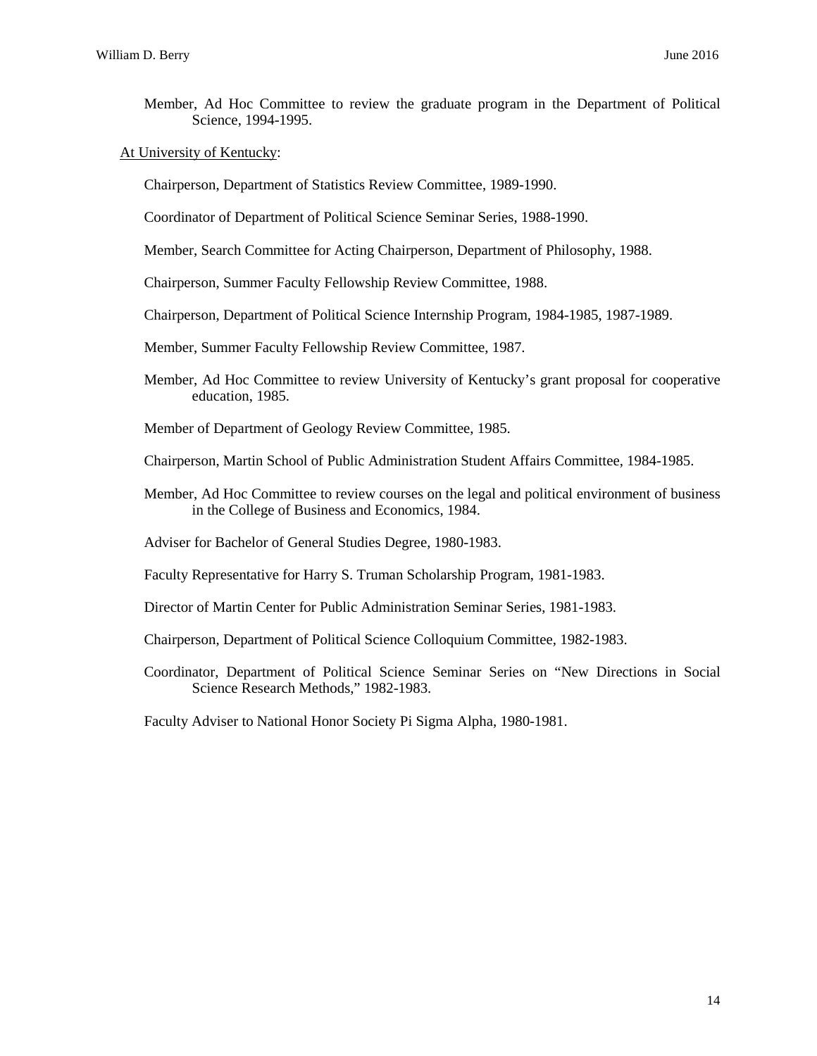Member, Ad Hoc Committee to review the graduate program in the Department of Political Science, 1994-1995.

At University of Kentucky:

Chairperson, Department of Statistics Review Committee, 1989-1990.

Coordinator of Department of Political Science Seminar Series, 1988-1990.

Member, Search Committee for Acting Chairperson, Department of Philosophy, 1988.

Chairperson, Summer Faculty Fellowship Review Committee, 1988.

Chairperson, Department of Political Science Internship Program, 1984-1985, 1987-1989.

Member, Summer Faculty Fellowship Review Committee, 1987.

Member, Ad Hoc Committee to review University of Kentucky's grant proposal for cooperative education, 1985.

Member of Department of Geology Review Committee, 1985.

Chairperson, Martin School of Public Administration Student Affairs Committee, 1984-1985.

Member, Ad Hoc Committee to review courses on the legal and political environment of business in the College of Business and Economics, 1984.

Adviser for Bachelor of General Studies Degree, 1980-1983.

Faculty Representative for Harry S. Truman Scholarship Program, 1981-1983.

Director of Martin Center for Public Administration Seminar Series, 1981-1983.

Chairperson, Department of Political Science Colloquium Committee, 1982-1983.

Coordinator, Department of Political Science Seminar Series on "New Directions in Social Science Research Methods," 1982-1983.

Faculty Adviser to National Honor Society Pi Sigma Alpha, 1980-1981.